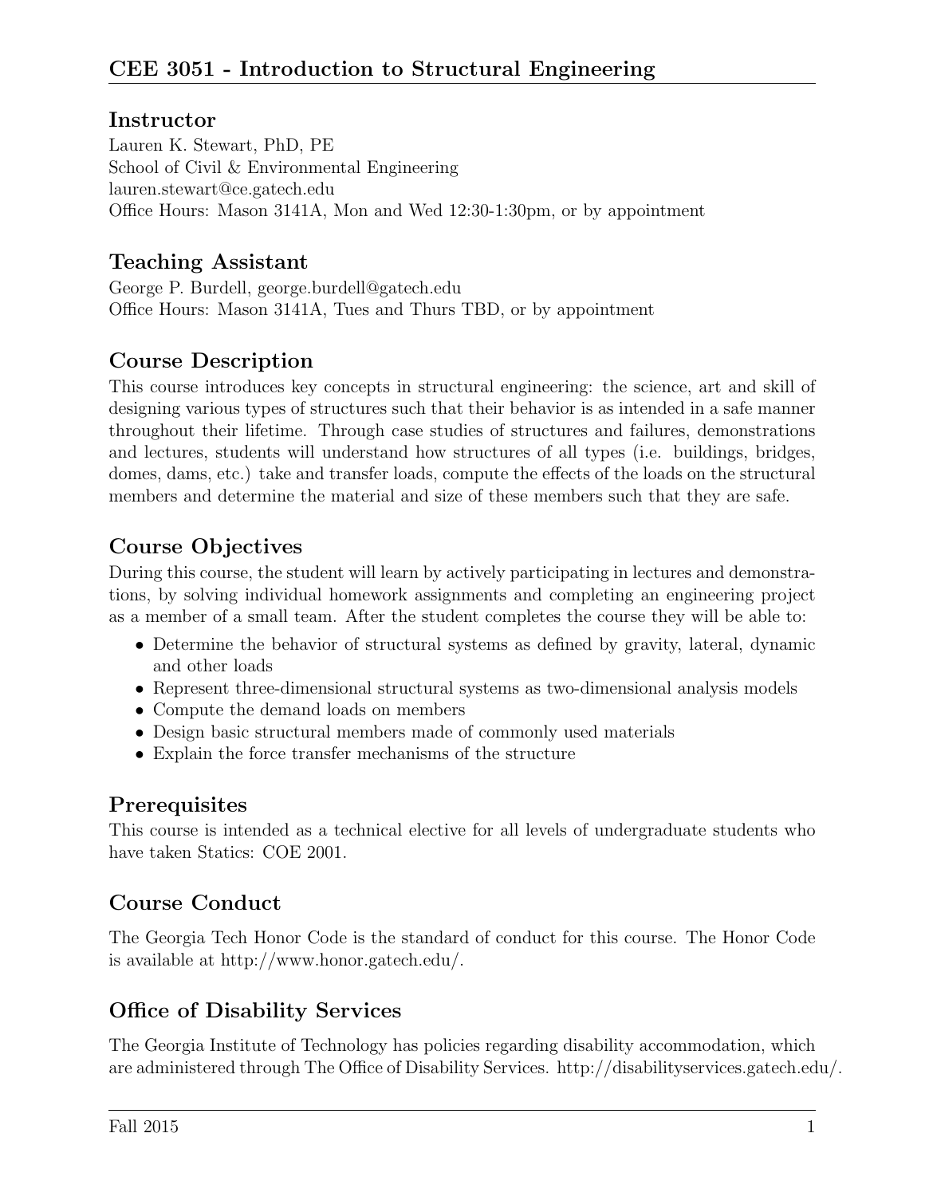# CEE 3051 - Introduction to Structural Engineering

## Instructor

Lauren K. Stewart, PhD, PE
School of Civil & Environmental Engineering
lauren.stewart@ce.gatech.edu
Office Hours: Mason 3141A, Mon and Wed 12:30-1:30pm, or by appointment

## Teaching Assistant

George P. Burdell, george.burdell@gatech.edu
Office Hours: Mason 3141A, Tues and Thurs TBD, or by appointment

## Course Description

This course introduces key concepts in structural engineering: the science, art and skill of designing various types of structures such that their behavior is as intended in a safe manner throughout their lifetime. Through case studies of structures and failures, demonstrations and lectures, students will understand how structures of all types (i.e. buildings, bridges, domes, dams, etc.) take and transfer loads, compute the effects of the loads on the structural members and determine the material and size of these members such that they are safe.

## Course Objectives

During this course, the student will learn by actively participating in lectures and demonstrations, by solving individual homework assignments and completing an engineering project as a member of a small team. After the student completes the course they will be able to:

- Determine the behavior of structural systems as defined by gravity, lateral, dynamic and other loads
- Represent three-dimensional structural systems as two-dimensional analysis models
- Compute the demand loads on members
- Design basic structural members made of commonly used materials
- Explain the force transfer mechanisms of the structure

## Prerequisites

This course is intended as a technical elective for all levels of undergraduate students who have taken Statics: COE 2001.

## Course Conduct

The Georgia Tech Honor Code is the standard of conduct for this course. The Honor Code is available at http://www.honor.gatech.edu/.

## Office of Disability Services

The Georgia Institute of Technology has policies regarding disability accommodation, which are administered through The Office of Disability Services. http://disabilityservices.gatech.edu/.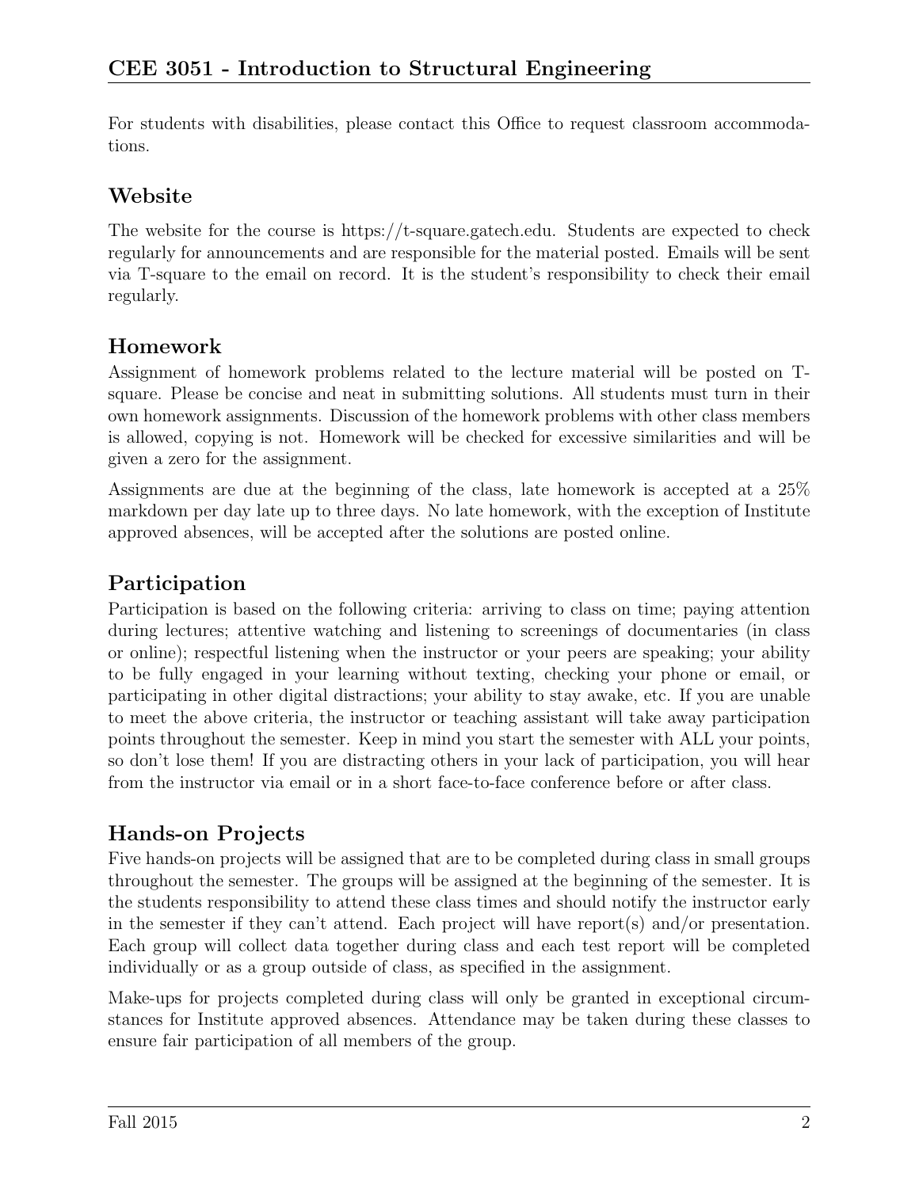For students with disabilities, please contact this Office to request classroom accommodations.

## Website

The website for the course is https://t-square.gatech.edu. Students are expected to check regularly for announcements and are responsible for the material posted. Emails will be sent via T-square to the email on record. It is the student's responsibility to check their email regularly.

## Homework

Assignment of homework problems related to the lecture material will be posted on T-square. Please be concise and neat in submitting solutions. All students must turn in their own homework assignments. Discussion of the homework problems with other class members is allowed, copying is not. Homework will be checked for excessive similarities and will be given a zero for the assignment.

Assignments are due at the beginning of the class, late homework is accepted at a 25% markdown per day late up to three days. No late homework, with the exception of Institute approved absences, will be accepted after the solutions are posted online.

## Participation

Participation is based on the following criteria: arriving to class on time; paying attention during lectures; attentive watching and listening to screenings of documentaries (in class or online); respectful listening when the instructor or your peers are speaking; your ability to be fully engaged in your learning without texting, checking your phone or email, or participating in other digital distractions; your ability to stay awake, etc. If you are unable to meet the above criteria, the instructor or teaching assistant will take away participation points throughout the semester. Keep in mind you start the semester with ALL your points, so don't lose them! If you are distracting others in your lack of participation, you will hear from the instructor via email or in a short face-to-face conference before or after class.

## Hands-on Projects

Five hands-on projects will be assigned that are to be completed during class in small groups throughout the semester. The groups will be assigned at the beginning of the semester. It is the students responsibility to attend these class times and should notify the instructor early in the semester if they can't attend. Each project will have report(s) and/or presentation. Each group will collect data together during class and each test report will be completed individually or as a group outside of class, as specified in the assignment.

Make-ups for projects completed during class will only be granted in exceptional circumstances for Institute approved absences. Attendance may be taken during these classes to ensure fair participation of all members of the group.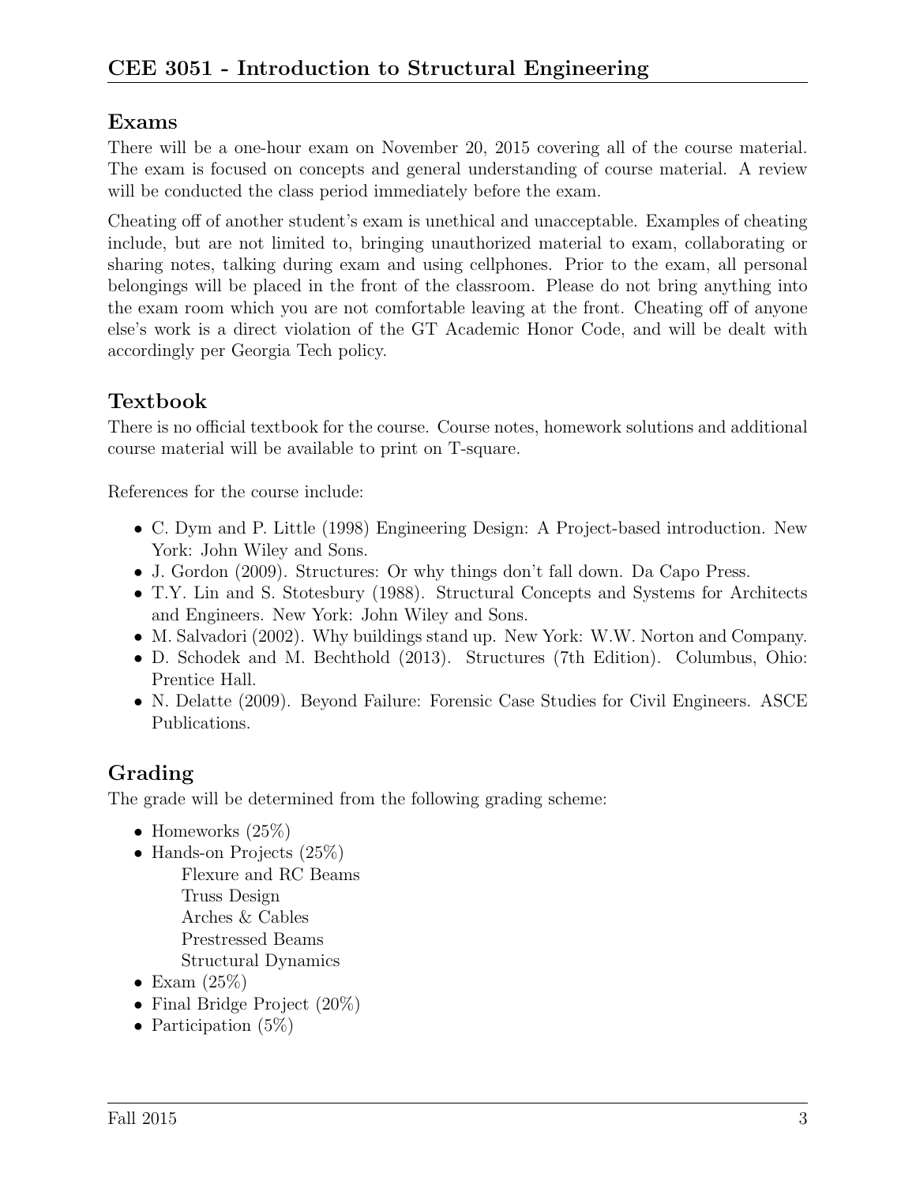## Exams

There will be a one-hour exam on November 20, 2015 covering all of the course material. The exam is focused on concepts and general understanding of course material. A review will be conducted the class period immediately before the exam.

Cheating off of another student's exam is unethical and unacceptable. Examples of cheating include, but are not limited to, bringing unauthorized material to exam, collaborating or sharing notes, talking during exam and using cellphones. Prior to the exam, all personal belongings will be placed in the front of the classroom. Please do not bring anything into the exam room which you are not comfortable leaving at the front. Cheating off of anyone else's work is a direct violation of the GT Academic Honor Code, and will be dealt with accordingly per Georgia Tech policy.

## Textbook

There is no official textbook for the course. Course notes, homework solutions and additional course material will be available to print on T-square.

References for the course include:

- C. Dym and P. Little (1998) Engineering Design: A Project-based introduction. New York: John Wiley and Sons.
- J. Gordon (2009). Structures: Or why things don't fall down. Da Capo Press.
- T.Y. Lin and S. Stotesbury (1988). Structural Concepts and Systems for Architects and Engineers. New York: John Wiley and Sons.
- M. Salvadori (2002). Why buildings stand up. New York: W.W. Norton and Company.
- D. Schodek and M. Bechthold (2013). Structures (7th Edition). Columbus, Ohio: Prentice Hall.
- N. Delatte (2009). Beyond Failure: Forensic Case Studies for Civil Engineers. ASCE Publications.

## Grading

The grade will be determined from the following grading scheme:

- Homeworks (25%)
- Hands-on Projects (25%)
  - Flexure and RC Beams
  - Truss Design
  - Arches & Cables
  - Prestressed Beams
  - Structural Dynamics
- Exam (25%)
- Final Bridge Project (20%)
- Participation (5%)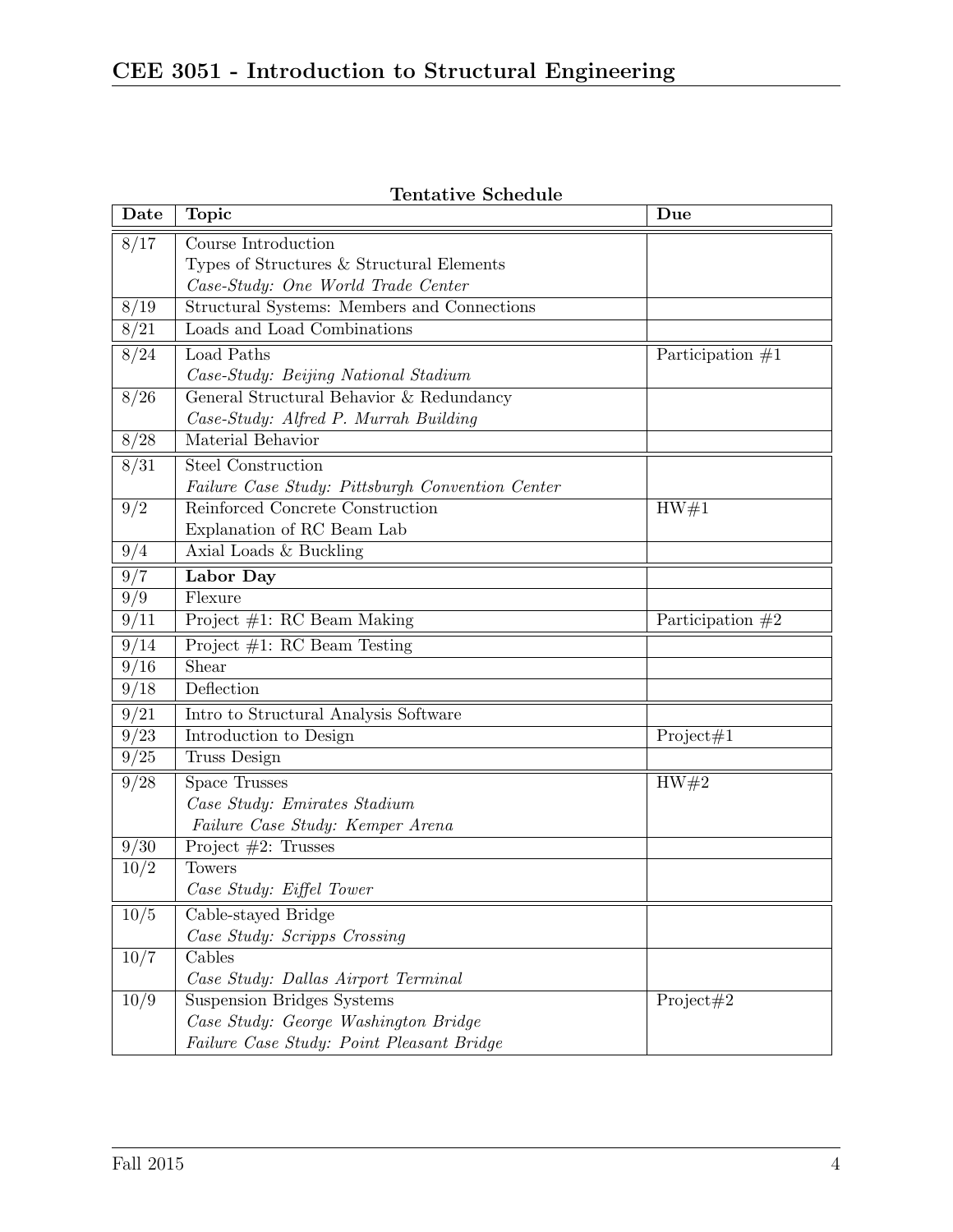**Tentative Schedule**

| Date | Topic | Due |
|---|---|---|
| 8/17 | Course Introduction<br>Types of Structures & Structural Elements<br>*Case-Study: One World Trade Center* | |
| 8/19 | Structural Systems: Members and Connections | |
| 8/21 | Loads and Load Combinations | |
| 8/24 | Load Paths<br>*Case-Study: Beijing National Stadium* | Participation #1 |
| 8/26 | General Structural Behavior & Redundancy<br>*Case-Study: Alfred P. Murrah Building* | |
| 8/28 | Material Behavior | |
| 8/31 | Steel Construction<br>*Failure Case Study: Pittsburgh Convention Center* | |
| 9/2 | Reinforced Concrete Construction<br>Explanation of RC Beam Lab | HW#1 |
| 9/4 | Axial Loads & Buckling | |
| 9/7 | **Labor Day** | |
| 9/9 | Flexure | |
| 9/11 | Project #1: RC Beam Making | Participation #2 |
| 9/14 | Project #1: RC Beam Testing | |
| 9/16 | Shear | |
| 9/18 | Deflection | |
| 9/21 | Intro to Structural Analysis Software | |
| 9/23 | Introduction to Design | Project#1 |
| 9/25 | Truss Design | |
| 9/28 | Space Trusses<br>*Case Study: Emirates Stadium*<br>*Failure Case Study: Kemper Arena* | HW#2 |
| 9/30 | Project #2: Trusses | |
| 10/2 | Towers<br>*Case Study: Eiffel Tower* | |
| 10/5 | Cable-stayed Bridge<br>*Case Study: Scripps Crossing* | |
| 10/7 | Cables<br>*Case Study: Dallas Airport Terminal* | |
| 10/9 | Suspension Bridges Systems<br>*Case Study: George Washington Bridge*<br>*Failure Case Study: Point Pleasant Bridge* | Project#2 |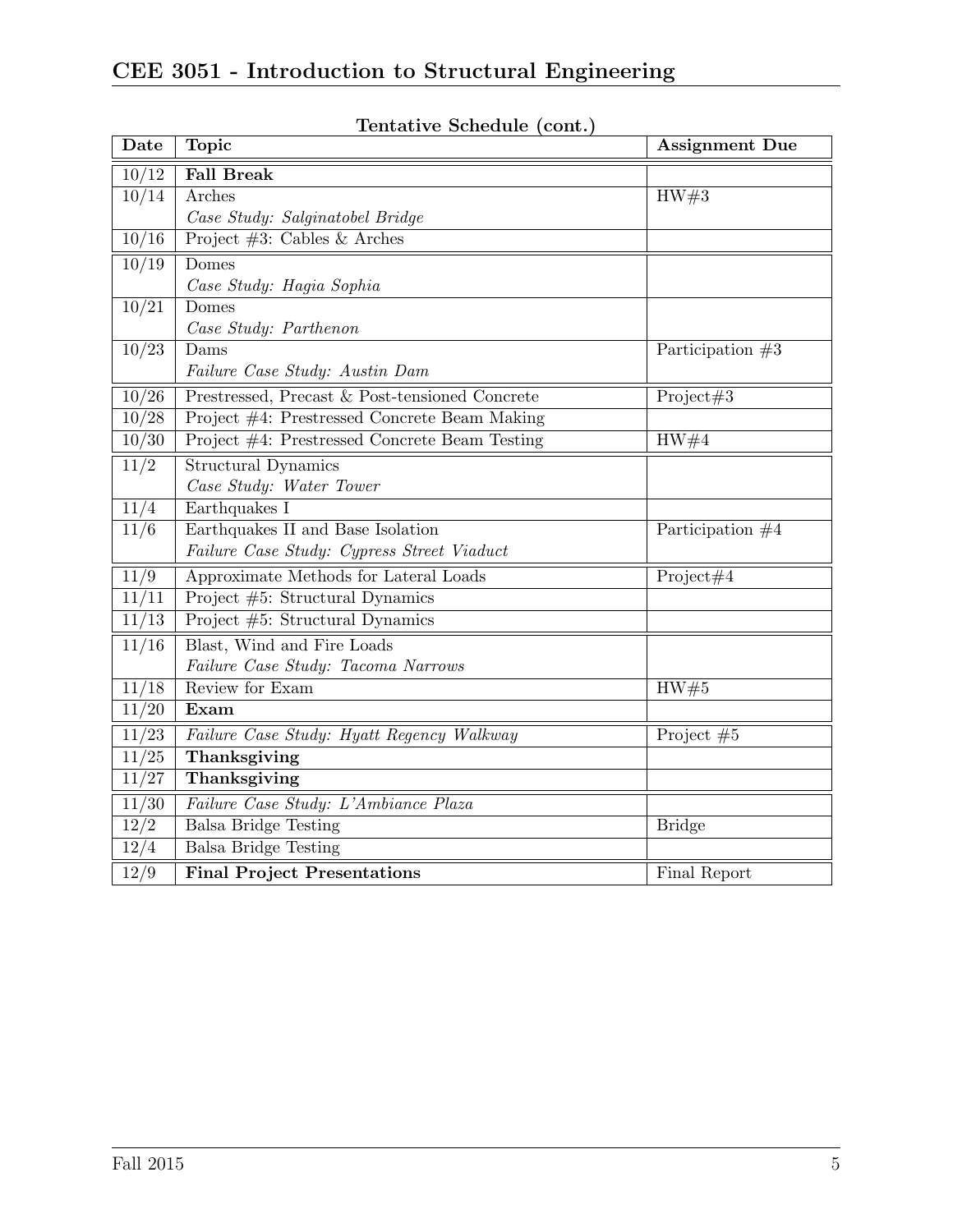**Tentative Schedule (cont.)**

| Date | Topic | Assignment Due |
|---|---|---|
| 10/12 | **Fall Break** | |
| 10/14 | Arches<br>*Case Study: Salginatobel Bridge* | HW#3 |
| 10/16 | Project #3: Cables & Arches | |
| 10/19 | Domes<br>*Case Study: Hagia Sophia* | |
| 10/21 | Domes<br>*Case Study: Parthenon* | |
| 10/23 | Dams<br>*Failure Case Study: Austin Dam* | Participation #3 |
| 10/26 | Prestressed, Precast & Post-tensioned Concrete | Project#3 |
| 10/28 | Project #4: Prestressed Concrete Beam Making | |
| 10/30 | Project #4: Prestressed Concrete Beam Testing | HW#4 |
| 11/2 | Structural Dynamics<br>*Case Study: Water Tower* | |
| 11/4 | Earthquakes I | |
| 11/6 | Earthquakes II and Base Isolation<br>*Failure Case Study: Cypress Street Viaduct* | Participation #4 |
| 11/9 | Approximate Methods for Lateral Loads | Project#4 |
| 11/11 | Project #5: Structural Dynamics | |
| 11/13 | Project #5: Structural Dynamics | |
| 11/16 | Blast, Wind and Fire Loads<br>*Failure Case Study: Tacoma Narrows* | |
| 11/18 | Review for Exam | HW#5 |
| 11/20 | **Exam** | |
| 11/23 | *Failure Case Study: Hyatt Regency Walkway* | Project #5 |
| 11/25 | **Thanksgiving** | |
| 11/27 | **Thanksgiving** | |
| 11/30 | *Failure Case Study: L'Ambiance Plaza* | |
| 12/2 | Balsa Bridge Testing | Bridge |
| 12/4 | Balsa Bridge Testing | |
| 12/9 | **Final Project Presentations** | Final Report |